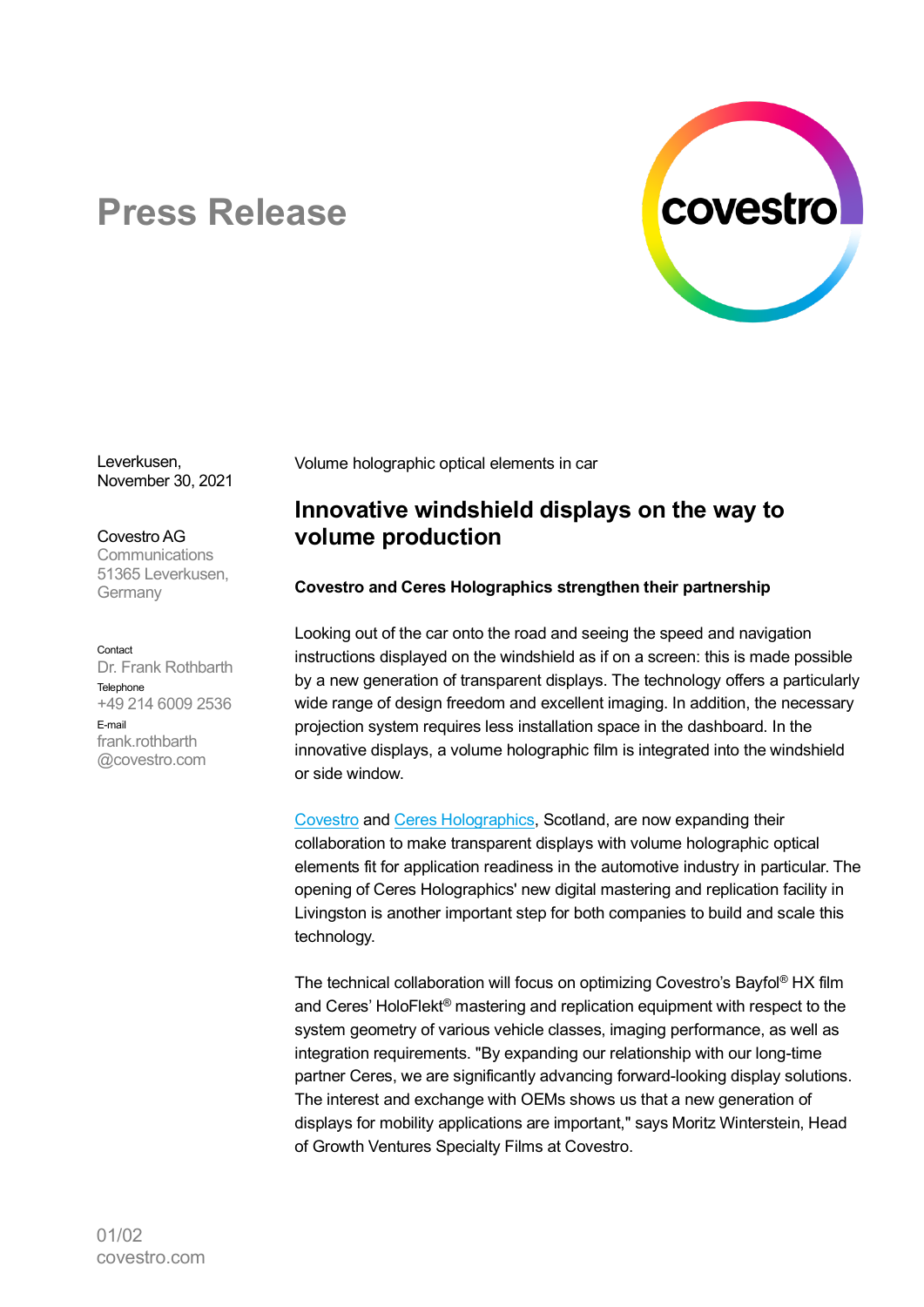# Press Release

Leverkusen,
November 30, 2021

Covestro AG
Communications
51365 Leverkusen,
Germany

Contact
Dr. Frank Rothbarth
Telephone
+49 214 6009 2536
E-mail
frank.rothbarth@covestro.com

Volume holographic optical elements in car

## Innovative windshield displays on the way to volume production

**Covestro and Ceres Holographics strengthen their partnership**

Looking out of the car onto the road and seeing the speed and navigation instructions displayed on the windshield as if on a screen: this is made possible by a new generation of transparent displays. The technology offers a particularly wide range of design freedom and excellent imaging. In addition, the necessary projection system requires less installation space in the dashboard. In the innovative displays, a volume holographic film is integrated into the windshield or side window.

Covestro and Ceres Holographics, Scotland, are now expanding their collaboration to make transparent displays with volume holographic optical elements fit for application readiness in the automotive industry in particular. The opening of Ceres Holographics' new digital mastering and replication facility in Livingston is another important step for both companies to build and scale this technology.

The technical collaboration will focus on optimizing Covestro's Bayfol® HX film and Ceres' HoloFlekt® mastering and replication equipment with respect to the system geometry of various vehicle classes, imaging performance, as well as integration requirements. "By expanding our relationship with our long-time partner Ceres, we are significantly advancing forward-looking display solutions. The interest and exchange with OEMs shows us that a new generation of displays for mobility applications are important," says Moritz Winterstein, Head of Growth Ventures Specialty Films at Covestro.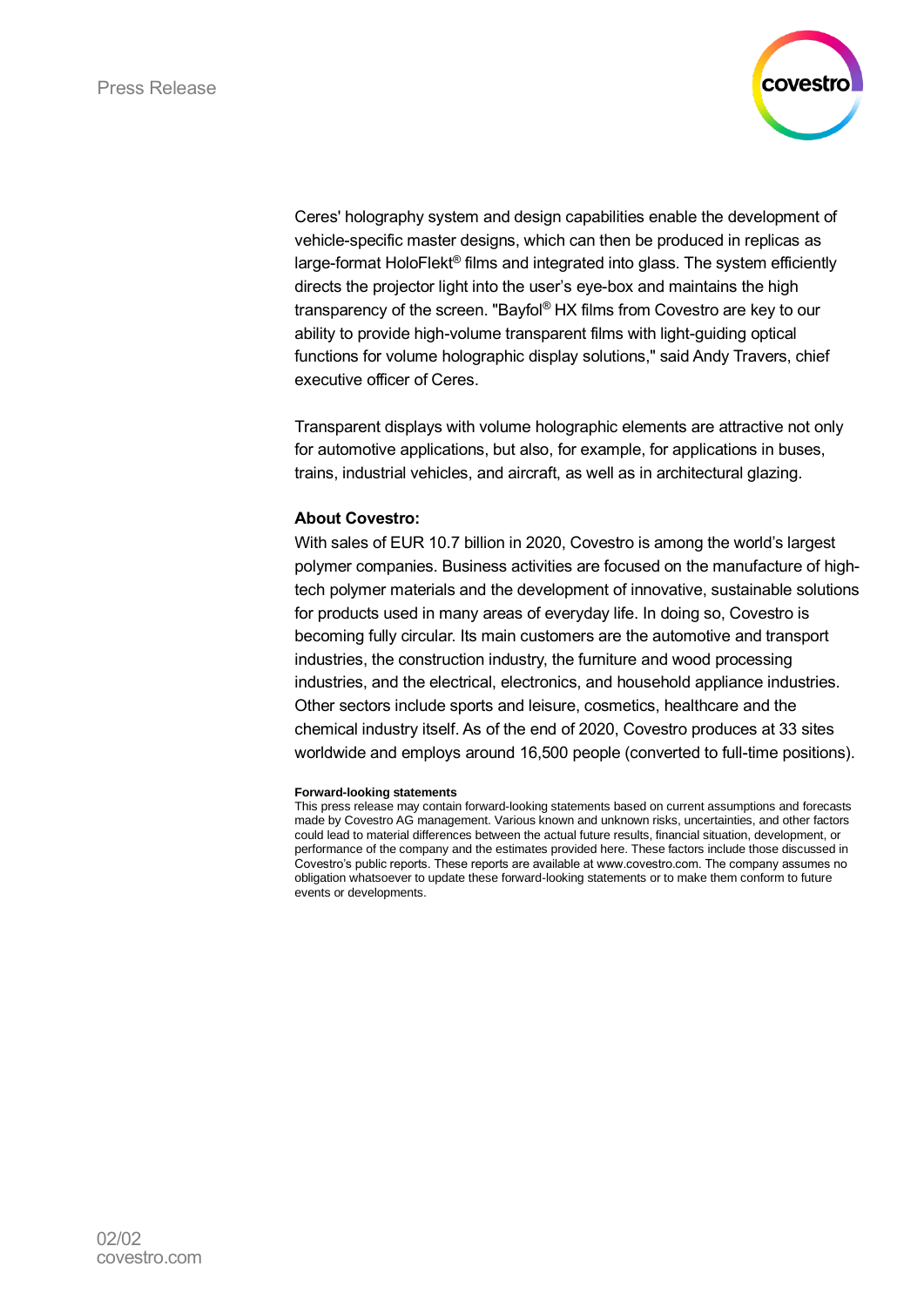Ceres' holography system and design capabilities enable the development of vehicle-specific master designs, which can then be produced in replicas as large-format HoloFlekt® films and integrated into glass. The system efficiently directs the projector light into the user's eye-box and maintains the high transparency of the screen. "Bayfol® HX films from Covestro are key to our ability to provide high-volume transparent films with light-guiding optical functions for volume holographic display solutions," said Andy Travers, chief executive officer of Ceres.

Transparent displays with volume holographic elements are attractive not only for automotive applications, but also, for example, for applications in buses, trains, industrial vehicles, and aircraft, as well as in architectural glazing.

**About Covestro:**

With sales of EUR 10.7 billion in 2020, Covestro is among the world's largest polymer companies. Business activities are focused on the manufacture of high-tech polymer materials and the development of innovative, sustainable solutions for products used in many areas of everyday life. In doing so, Covestro is becoming fully circular. Its main customers are the automotive and transport industries, the construction industry, the furniture and wood processing industries, and the electrical, electronics, and household appliance industries. Other sectors include sports and leisure, cosmetics, healthcare and the chemical industry itself. As of the end of 2020, Covestro produces at 33 sites worldwide and employs around 16,500 people (converted to full-time positions).

**Forward-looking statements**

This press release may contain forward-looking statements based on current assumptions and forecasts made by Covestro AG management. Various known and unknown risks, uncertainties, and other factors could lead to material differences between the actual future results, financial situation, development, or performance of the company and the estimates provided here. These factors include those discussed in Covestro's public reports. These reports are available at www.covestro.com. The company assumes no obligation whatsoever to update these forward-looking statements or to make them conform to future events or developments.